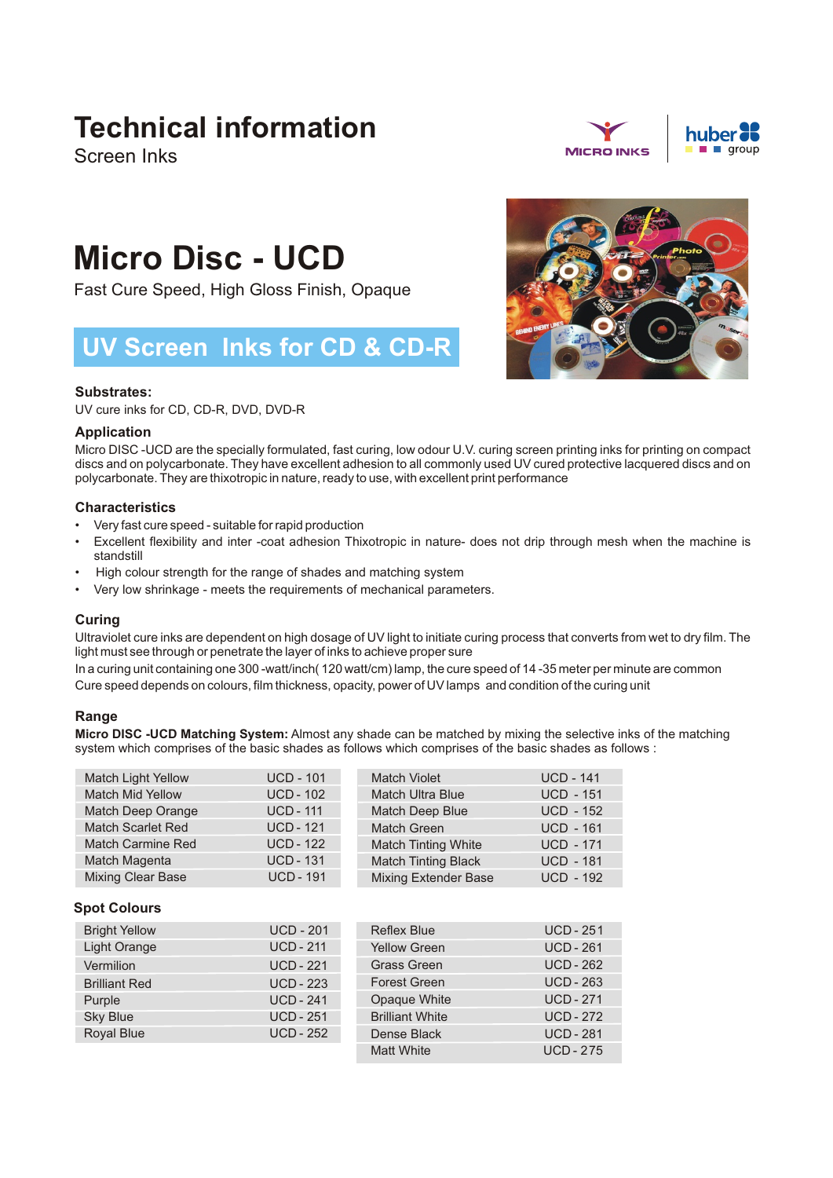# Technical information

Screen Inks

MICRO INKS | huber group

# Micro Disc - UCD

Fast Cure Speed, High Gloss Finish, Opaque

## UV Screen Inks for CD & CD-R

### Substrates:

UV cure inks for CD, CD-R, DVD, DVD-R

### Application

Micro DISC -UCD are the specially formulated, fast curing, low odour U.V. curing screen printing inks for printing on compact discs and on polycarbonate. They have excellent adhesion to all commonly used UV cured protective lacquered discs and on polycarbonate. They are thixotropic in nature, ready to use, with excellent print performance

### Characteristics

- Very fast cure speed - suitable for rapid production
- Excellent flexibility and inter -coat adhesion Thixotropic in nature- does not drip through mesh when the machine is standstill
- High colour strength for the range of shades and matching system
- Very low shrinkage - meets the requirements of mechanical parameters.

### Curing

Ultraviolet cure inks are dependent on high dosage of UV light to initiate curing process that converts from wet to dry film. The light must see through or penetrate the layer of inks to achieve proper sure

In a curing unit containing one 300 -watt/inch( 120 watt/cm) lamp, the cure speed of 14 -35 meter per minute are common

Cure speed depends on colours, film thickness, opacity, power of UV lamps and condition of the curing unit

### Range

**Micro DISC -UCD Matching System:** Almost any shade can be matched by mixing the selective inks of the matching system which comprises of the basic shades as follows which comprises of the basic shades as follows :

| Shade | Code | Shade | Code |
|---|---|---|---|
| Match Light Yellow | UCD - 101 | Match Violet | UCD - 141 |
| Match Mid Yellow | UCD - 102 | Match Ultra Blue | UCD - 151 |
| Match Deep Orange | UCD - 111 | Match Deep Blue | UCD - 152 |
| Match Scarlet Red | UCD - 121 | Match Green | UCD - 161 |
| Match Carmine Red | UCD - 122 | Match Tinting White | UCD - 171 |
| Match Magenta | UCD - 131 | Match Tinting Black | UCD - 181 |
| Mixing Clear Base | UCD - 191 | Mixing Extender Base | UCD - 192 |

### Spot Colours

| Colour | Code | Colour | Code |
|---|---|---|---|
| Bright Yellow | UCD - 201 | Reflex Blue | UCD - 251 |
| Light Orange | UCD - 211 | Yellow Green | UCD - 261 |
| Vermilion | UCD - 221 | Grass Green | UCD - 262 |
| Brilliant Red | UCD - 223 | Forest Green | UCD - 263 |
| Purple | UCD - 241 | Opaque White | UCD - 271 |
| Sky Blue | UCD - 251 | Brilliant White | UCD - 272 |
| Royal Blue | UCD - 252 | Dense Black | UCD - 281 |
| | | Matt White | UCD - 275 |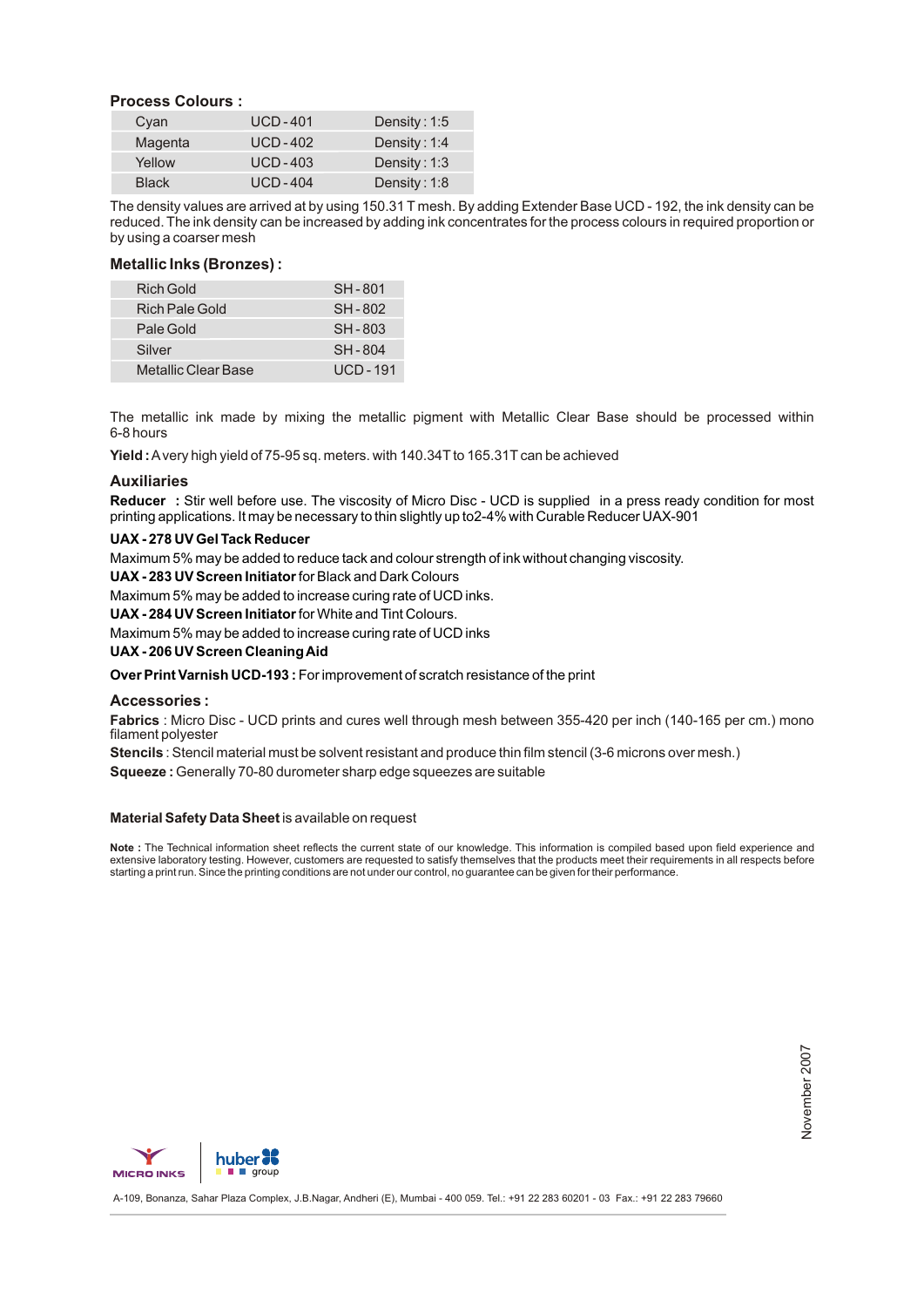## Process Colours :

| | | |
|---|---|---|
| Cyan | UCD - 401 | Density : 1:5 |
| Magenta | UCD - 402 | Density : 1:4 |
| Yellow | UCD - 403 | Density : 1:3 |
| Black | UCD - 404 | Density : 1:8 |

The density values are arrived at by using 150.31 T mesh. By adding Extender Base UCD - 192, the ink density can be reduced. The ink density can be increased by adding ink concentrates for the process colours in required proportion or by using a coarser mesh

## Metallic Inks (Bronzes) :

| | |
|---|---|
| Rich Gold | SH - 801 |
| Rich Pale Gold | SH - 802 |
| Pale Gold | SH - 803 |
| Silver | SH - 804 |
| Metallic Clear Base | UCD - 191 |

The metallic ink made by mixing the metallic pigment with Metallic Clear Base should be processed within 6-8 hours

**Yield :** A very high yield of 75-95 sq. meters. with 140.34T to 165.31T can be achieved

## Auxiliaries

**Reducer :** Stir well before use. The viscosity of Micro Disc - UCD is supplied in a press ready condition for most printing applications. It may be necessary to thin slightly up to2-4% with Curable Reducer UAX-901

**UAX - 278 UV Gel Tack Reducer**

Maximum 5% may be added to reduce tack and colour strength of ink without changing viscosity.

**UAX - 283 UV Screen Initiator** for Black and Dark Colours

Maximum 5% may be added to increase curing rate of UCD inks.

**UAX - 284 UV Screen Initiator** for White and Tint Colours.

Maximum 5% may be added to increase curing rate of UCD inks

**UAX - 206 UV Screen Cleaning Aid**

**Over Print Varnish UCD-193 :** For improvement of scratch resistance of the print

## Accessories :

**Fabrics** : Micro Disc - UCD prints and cures well through mesh between 355-420 per inch (140-165 per cm.) mono filament polyester

**Stencils** : Stencil material must be solvent resistant and produce thin film stencil (3-6 microns over mesh.)

**Squeeze :** Generally 70-80 durometer sharp edge squeezes are suitable

**Material Safety Data Sheet** is available on request

**Note :** The Technical information sheet reflects the current state of our knowledge. This information is compiled based upon field experience and extensive laboratory testing. However, customers are requested to satisfy themselves that the products meet their requirements in all respects before starting a print run. Since the printing conditions are not under our control, no guarantee can be given for their performance.

November 2007

MICRO INKS | huber group

A-109, Bonanza, Sahar Plaza Complex, J.B.Nagar, Andheri (E), Mumbai - 400 059. Tel.: +91 22 283 60201 - 03 Fax.: +91 22 283 79660